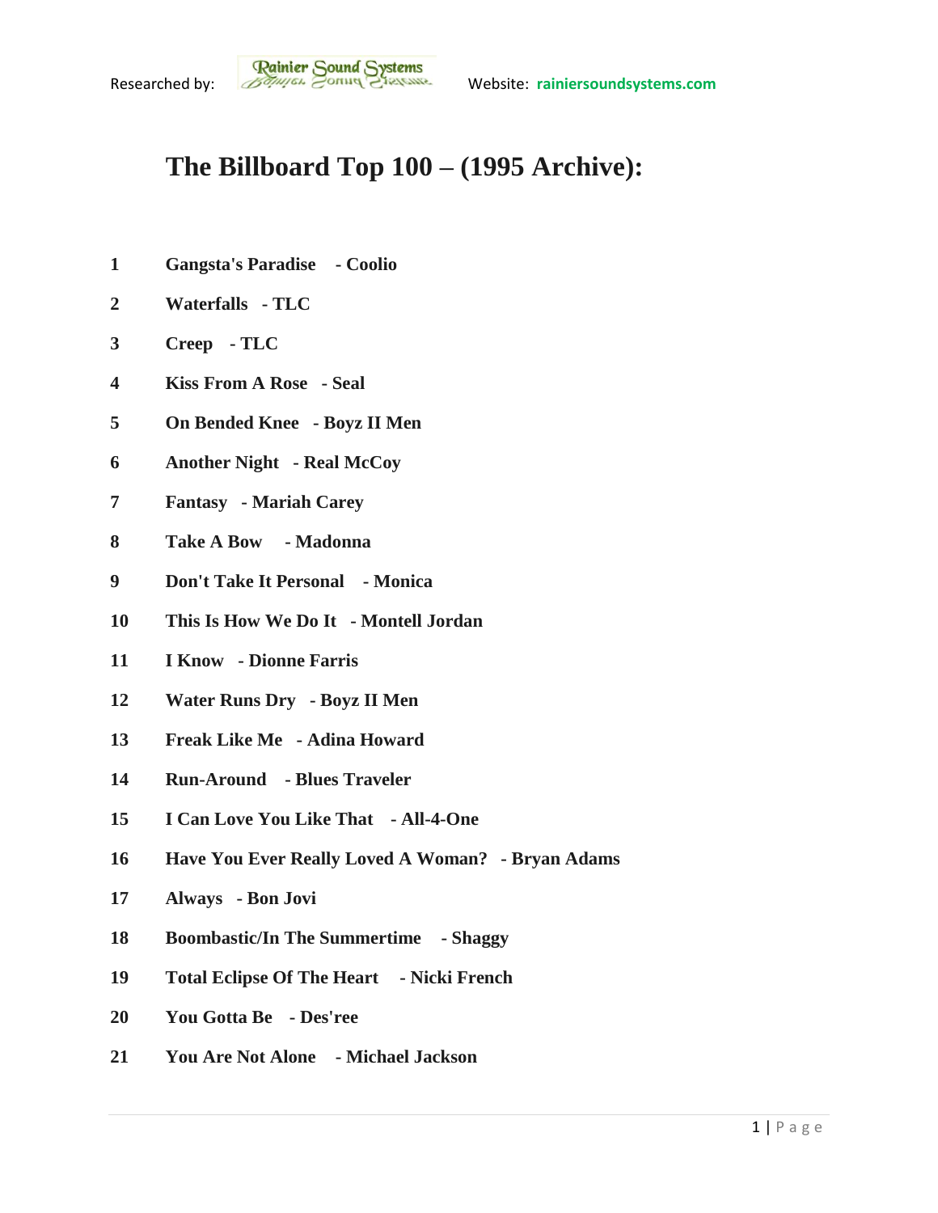Researched by: Rainier Sound Systems Website: rainiersoundsystems.com

# The Billboard Top 100 – (1995 Archive):

1 **Gangsta's Paradise - Coolio**

2 **Waterfalls - TLC**

3 **Creep - TLC**

4 **Kiss From A Rose - Seal**

5 **On Bended Knee - Boyz II Men**

6 **Another Night - Real McCoy**

7 **Fantasy - Mariah Carey**

8 **Take A Bow - Madonna**

9 **Don't Take It Personal - Monica**

10 **This Is How We Do It - Montell Jordan**

11 **I Know - Dionne Farris**

12 **Water Runs Dry - Boyz II Men**

13 **Freak Like Me - Adina Howard**

14 **Run-Around - Blues Traveler**

15 **I Can Love You Like That - All-4-One**

16 **Have You Ever Really Loved A Woman? - Bryan Adams**

17 **Always - Bon Jovi**

18 **Boombastic/In The Summertime - Shaggy**

19 **Total Eclipse Of The Heart - Nicki French**

20 **You Gotta Be - Des'ree**

21 **You Are Not Alone - Michael Jackson**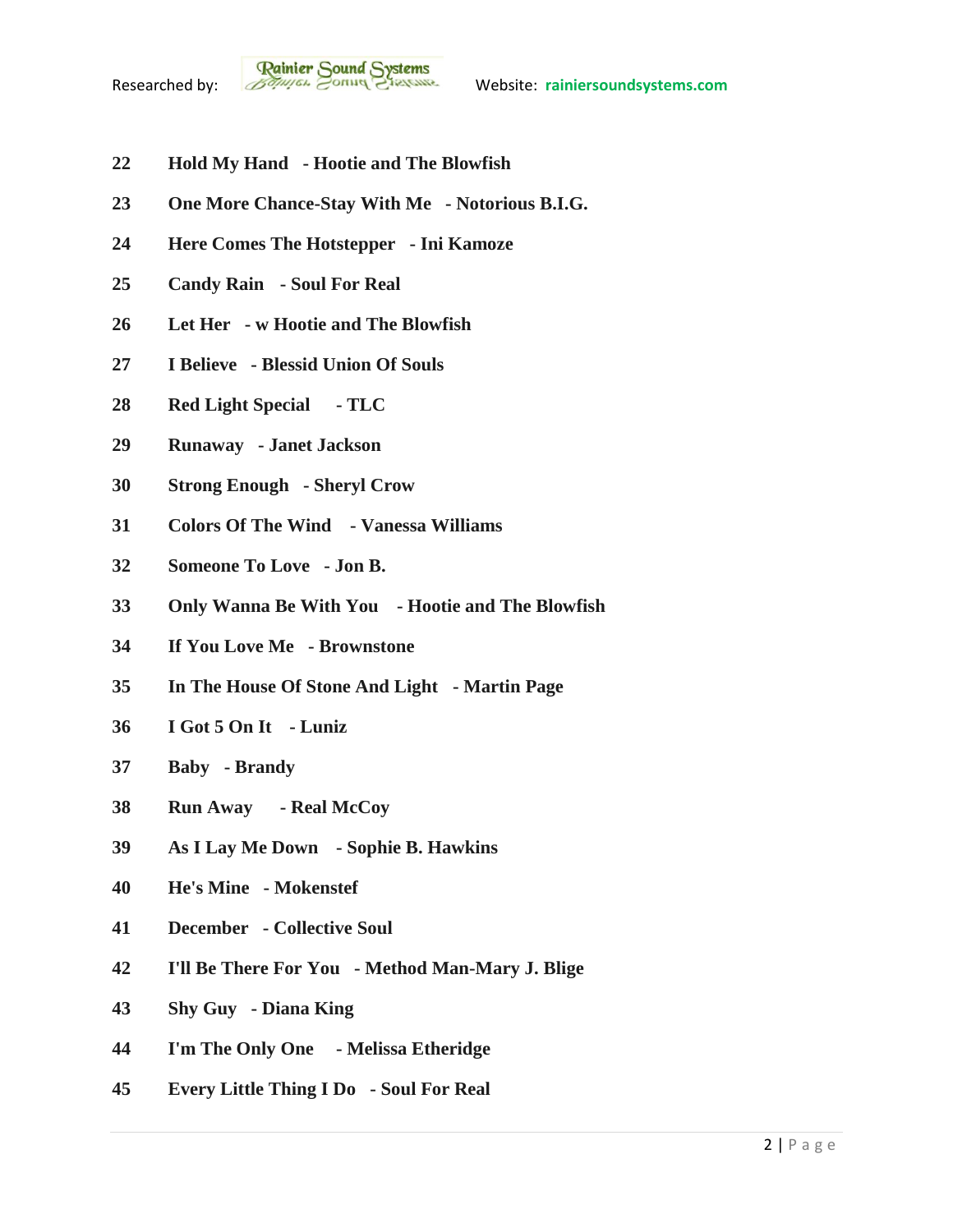22 **Hold My Hand - Hootie and The Blowfish**

23 **One More Chance-Stay With Me - Notorious B.I.G.**

24 **Here Comes The Hotstepper - Ini Kamoze**

25 **Candy Rain - Soul For Real**

26 **Let Her - w Hootie and The Blowfish**

27 **I Believe - Blessid Union Of Souls**

28 **Red Light Special - TLC**

29 **Runaway - Janet Jackson**

30 **Strong Enough - Sheryl Crow**

31 **Colors Of The Wind - Vanessa Williams**

32 **Someone To Love - Jon B.**

33 **Only Wanna Be With You - Hootie and The Blowfish**

34 **If You Love Me - Brownstone**

35 **In The House Of Stone And Light - Martin Page**

36 **I Got 5 On It - Luniz**

37 **Baby - Brandy**

38 **Run Away - Real McCoy**

39 **As I Lay Me Down - Sophie B. Hawkins**

40 **He's Mine - Mokenstef**

41 **December - Collective Soul**

42 **I'll Be There For You - Method Man-Mary J. Blige**

43 **Shy Guy - Diana King**

44 **I'm The Only One - Melissa Etheridge**

45 **Every Little Thing I Do - Soul For Real**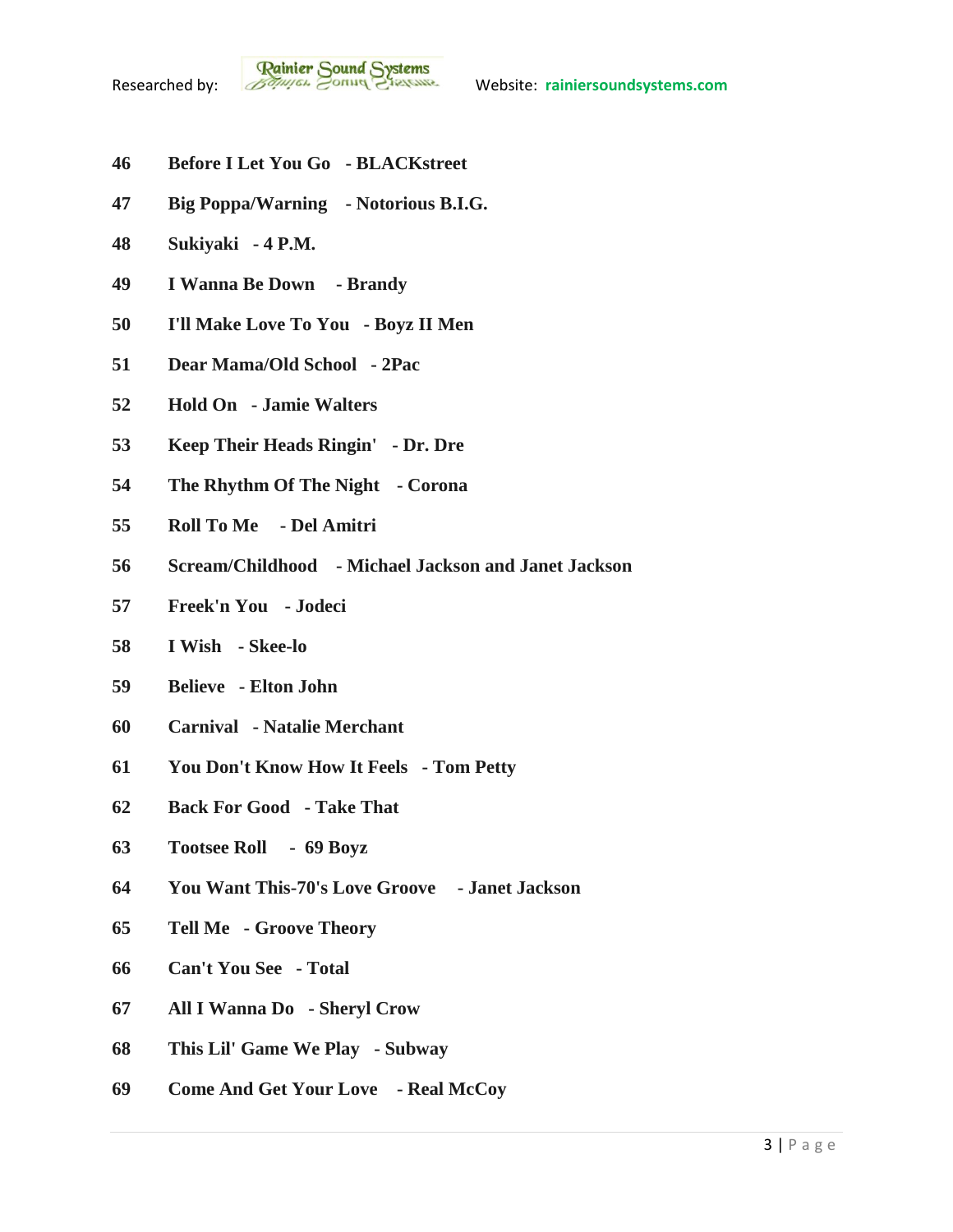**46 Before I Let You Go - BLACKstreet**

**47 Big Poppa/Warning - Notorious B.I.G.**

**48 Sukiyaki - 4 P.M.**

**49 I Wanna Be Down - Brandy**

**50 I'll Make Love To You - Boyz II Men**

**51 Dear Mama/Old School - 2Pac**

**52 Hold On - Jamie Walters**

**53 Keep Their Heads Ringin' - Dr. Dre**

**54 The Rhythm Of The Night - Corona**

**55 Roll To Me - Del Amitri**

**56 Scream/Childhood - Michael Jackson and Janet Jackson**

**57 Freek'n You - Jodeci**

**58 I Wish - Skee-lo**

**59 Believe - Elton John**

**60 Carnival - Natalie Merchant**

**61 You Don't Know How It Feels - Tom Petty**

**62 Back For Good - Take That**

**63 Tootsee Roll - 69 Boyz**

**64 You Want This-70's Love Groove - Janet Jackson**

**65 Tell Me - Groove Theory**

**66 Can't You See - Total**

**67 All I Wanna Do - Sheryl Crow**

**68 This Lil' Game We Play - Subway**

**69 Come And Get Your Love - Real McCoy**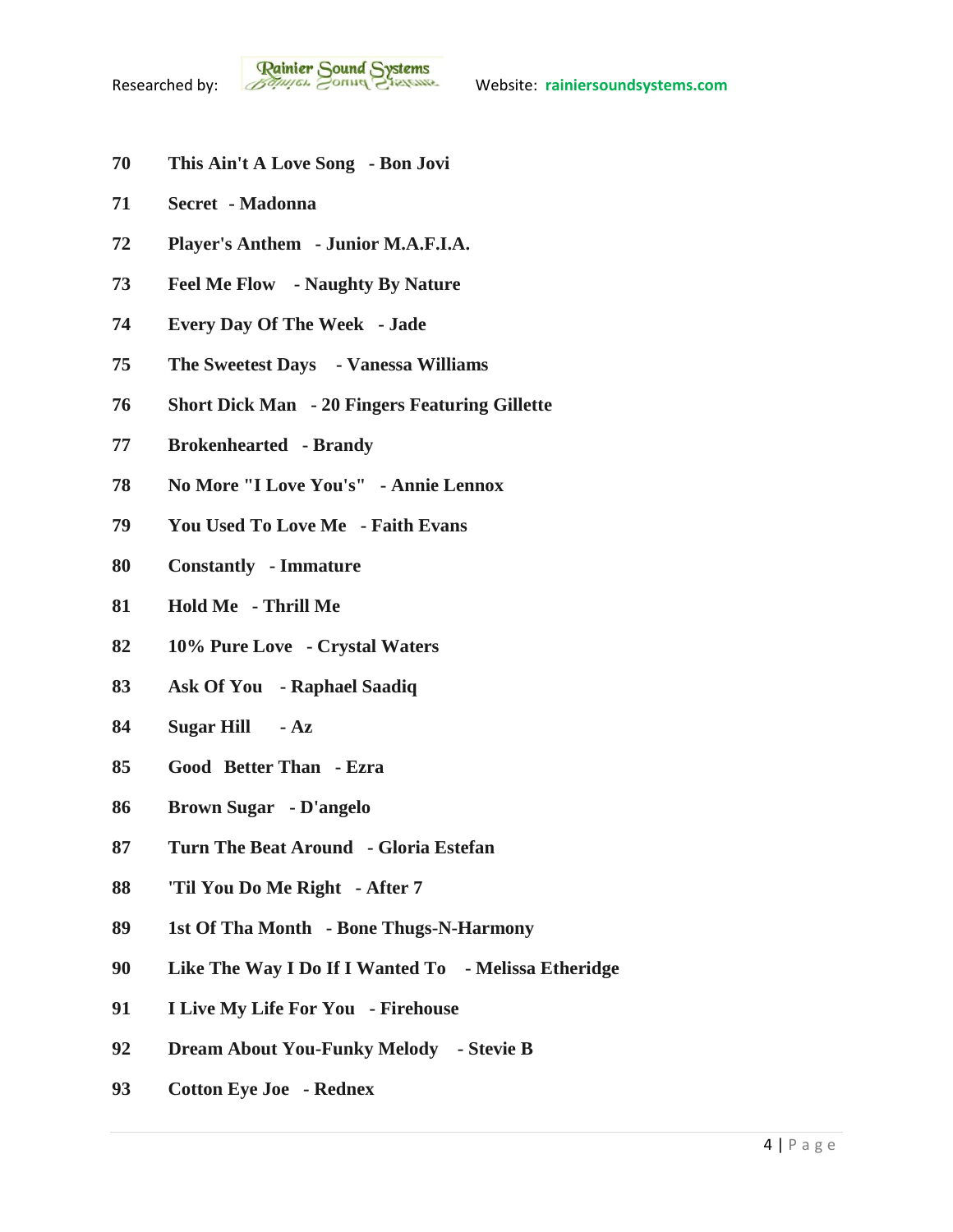**70 This Ain't A Love Song - Bon Jovi**

**71 Secret - Madonna**

**72 Player's Anthem - Junior M.A.F.I.A.**

**73 Feel Me Flow - Naughty By Nature**

**74 Every Day Of The Week - Jade**

**75 The Sweetest Days - Vanessa Williams**

**76 Short Dick Man - 20 Fingers Featuring Gillette**

**77 Brokenhearted - Brandy**

**78 No More "I Love You's" - Annie Lennox**

**79 You Used To Love Me - Faith Evans**

**80 Constantly - Immature**

**81 Hold Me - Thrill Me**

**82 10% Pure Love - Crystal Waters**

**83 Ask Of You - Raphael Saadiq**

**84 Sugar Hill - Az**

**85 Good Better Than - Ezra**

**86 Brown Sugar - D'angelo**

**87 Turn The Beat Around - Gloria Estefan**

**88 'Til You Do Me Right - After 7**

**89 1st Of Tha Month - Bone Thugs-N-Harmony**

**90 Like The Way I Do If I Wanted To - Melissa Etheridge**

**91 I Live My Life For You - Firehouse**

**92 Dream About You-Funky Melody - Stevie B**

**93 Cotton Eye Joe - Rednex**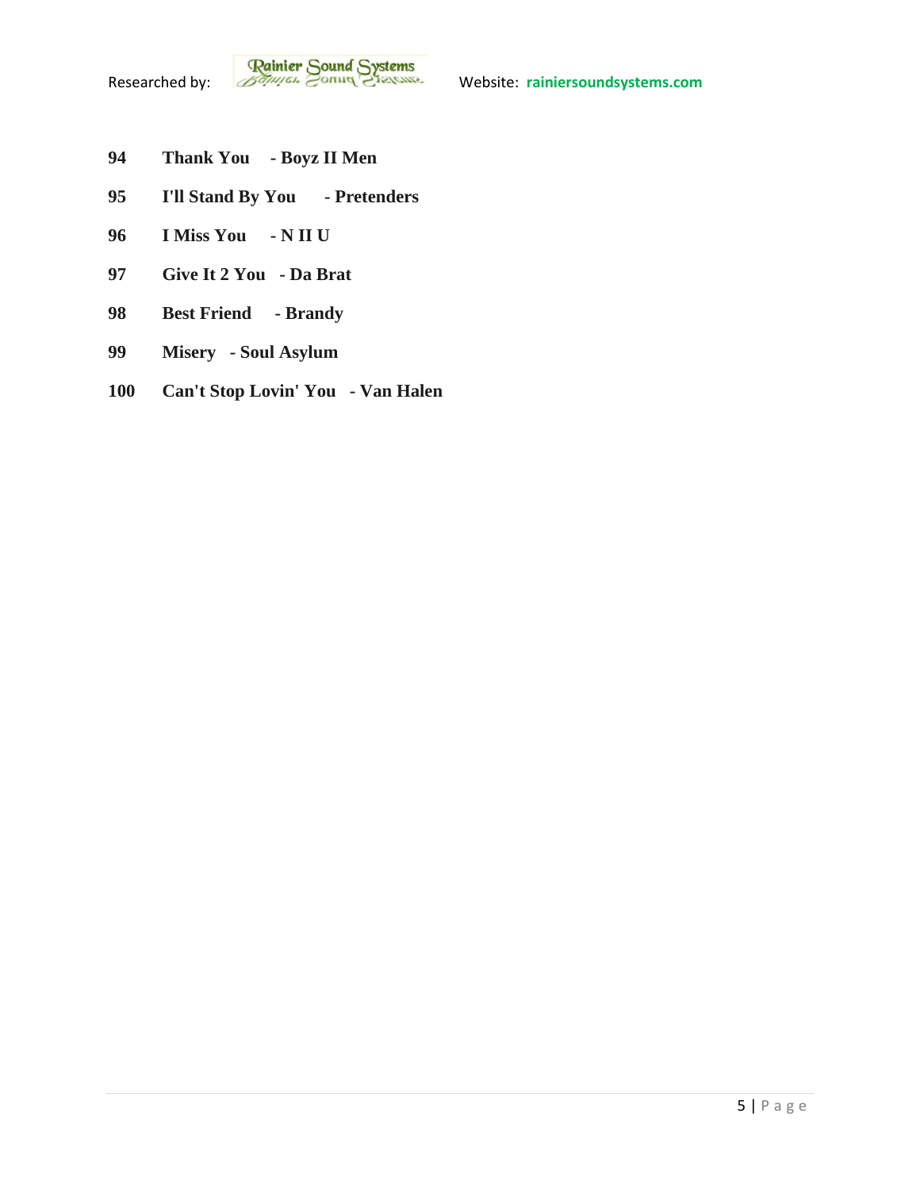**94 Thank You - Boyz II Men**

**95 I'll Stand By You - Pretenders**

**96 I Miss You - N II U**

**97 Give It 2 You - Da Brat**

**98 Best Friend - Brandy**

**99 Misery - Soul Asylum**

**100 Can't Stop Lovin' You - Van Halen**